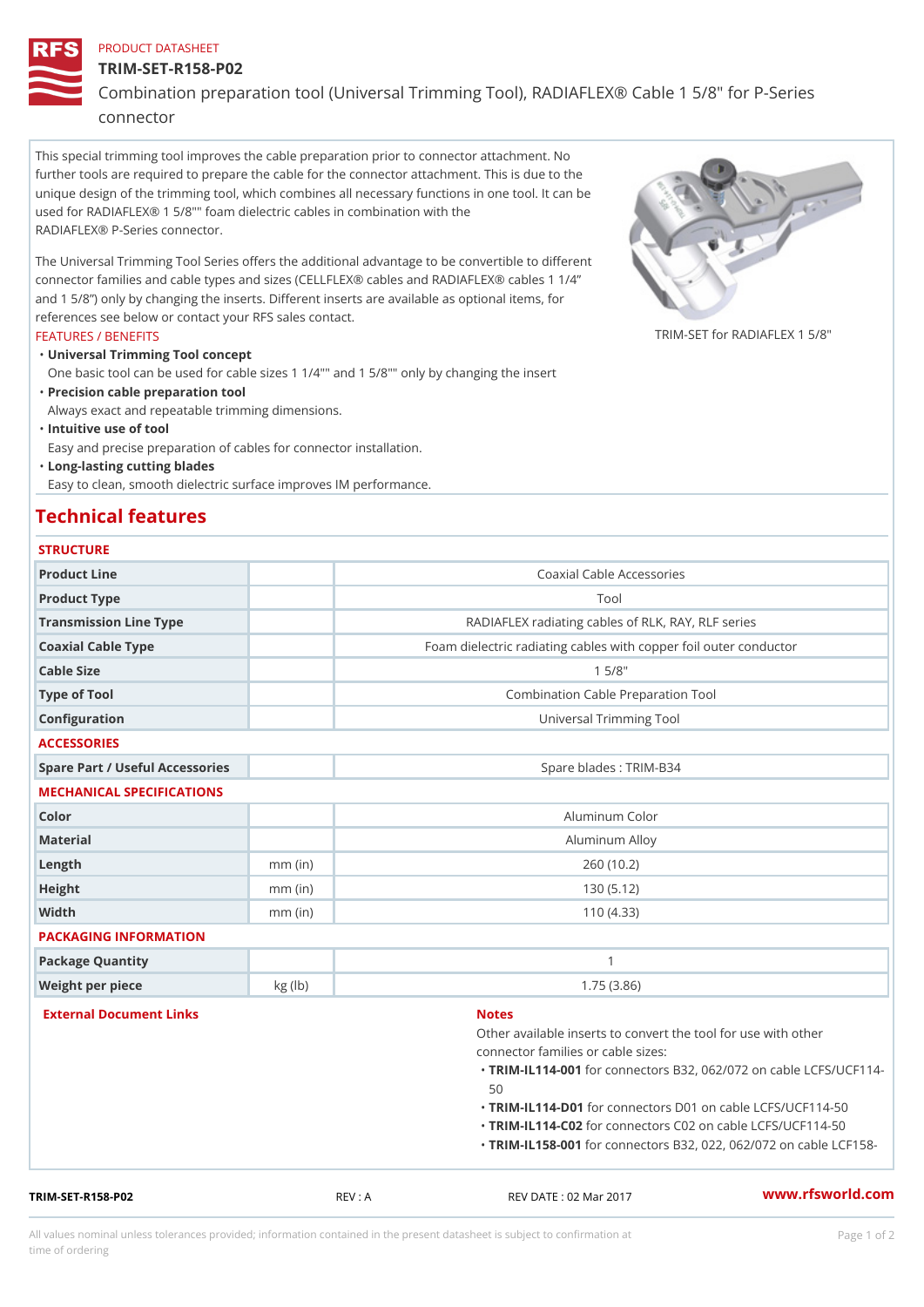PRODUCT DATASHEET

# TRIM-SET-R158-P02

Combination preparation tool (Universal Trimming Tool), RADIAFLEX® Cable 1 5/8" for P-Series connector

This special trimming tool improves the cable preparation prior to connector attachment. No further tools are required to prepare the cable for the connector attachment. This is due to the unique design of the trimming tool, which combines all necessary functions in one tool. It can be used for RADIAFLEX® 1 5/8"" foam dielectric cables in combination with the RADIAFLEX® P-Series connector.

The Universal Trimming Tool Series offers the additional advantage to be convertible to different connector families and cable types and sizes (CELLFLEX® cables and RADIAFLEX® cables 1 1/4" and 1 5/8") only by changing the inserts. Different inserts are available as optional items, for references see below or contact your RFS sales contact.

TRIM-SET for RADIAFLEX 1 5/8"

FEATURES / BENEFITS

- **Universal Trimming Tool concept**
  One basic tool can be used for cable sizes 1 1/4"" and 1 5/8"" only by changing the insert
- **Precision cable preparation tool**
  Always exact and repeatable trimming dimensions.
- **Intuitive use of tool**
  Easy and precise preparation of cables for connector installation.
- **Long-lasting cutting blades**
  Easy to clean, smooth dielectric surface improves IM performance.

## Technical features

### STRUCTURE

| | | |
|---|---|---|
| Product Line | | Coaxial Cable Accessories |
| Product Type | | Tool |
| Transmission Line Type | | RADIAFLEX radiating cables of RLK, RAY, RLF series |
| Coaxial Cable Type | | Foam dielectric radiating cables with copper foil outer conductor |
| Cable Size | | 1 5/8" |
| Type of Tool | | Combination Cable Preparation Tool |
| Configuration | | Universal Trimming Tool |

### ACCESSORIES

| | | |
|---|---|---|
| Spare Part / Useful Accessories | | Spare blades : TRIM-B34 |

### MECHANICAL SPECIFICATIONS

| | | |
|---|---|---|
| Color | | Aluminum Color |
| Material | | Aluminum Alloy |
| Length | mm (in) | 260 (10.2) |
| Height | mm (in) | 130 (5.12) |
| Width | mm (in) | 110 (4.33) |

### PACKAGING INFORMATION

| | | |
|---|---|---|
| Package Quantity | | 1 |
| Weight per piece | kg (lb) | 1.75 (3.86) |

### External Document Links

### Notes

Other available inserts to convert the tool for use with other connector families or cable sizes:

- **TRIM-IL114-001** for connectors B32, 062/072 on cable LCFS/UCF114-50
- **TRIM-IL114-D01** for connectors D01 on cable LCFS/UCF114-50
- **TRIM-IL114-C02** for connectors C02 on cable LCFS/UCF114-50
- **TRIM-IL158-001** for connectors B32, 022, 062/072 on cable LCF158-

TRIM-SET-R158-P02 REV : A REV DATE : 02 Mar 2017 www.rfsworld.com

All values nominal unless tolerances provided; information contained in the present datasheet is subject to confirmation at time of ordering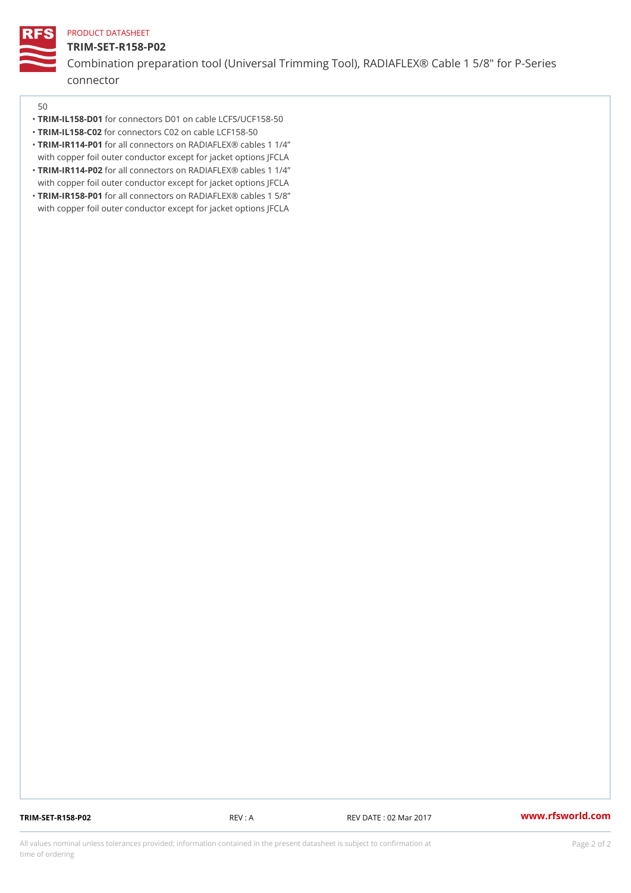50

- **TRIM-IL158-D01** for connectors D01 on cable LCFS/UCF158-50
- **TRIM-IL158-C02** for connectors C02 on cable LCF158-50
- **TRIM-IR114-P01** for all connectors on RADIAFLEX® cables 1 1/4" with copper foil outer conductor except for jacket options JFCLA
- **TRIM-IR114-P02** for all connectors on RADIAFLEX® cables 1 1/4" with copper foil outer conductor except for jacket options JFCLA
- **TRIM-IR158-P01** for all connectors on RADIAFLEX® cables 1 5/8" with copper foil outer conductor except for jacket options JFCLA

**TRIM-SET-R158-P02** REV : A REV DATE : 02 Mar 2017 www.rfsworld.com

All values nominal unless tolerances provided; information contained in the present datasheet is subject to confirmation at time of ordering